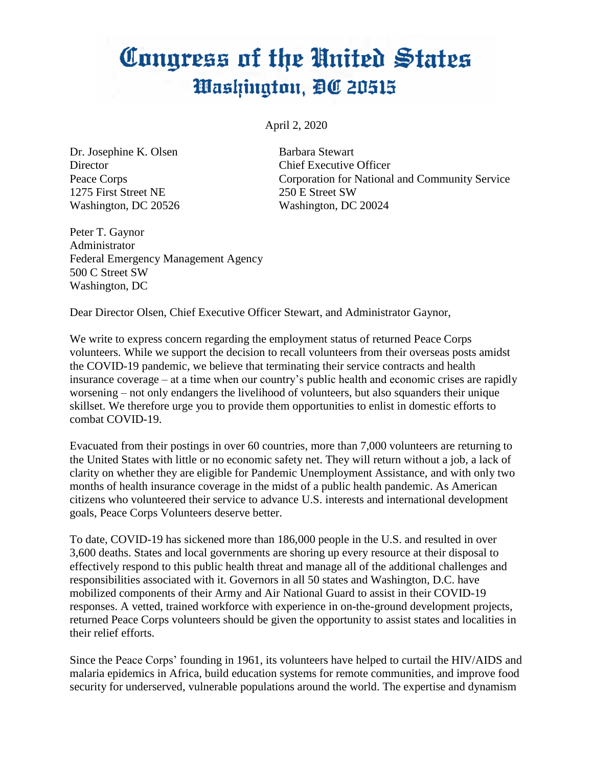# Congress of the United States
## Washington, DC 20515

April 2, 2020

Dr. Josephine K. Olsen
Director
Peace Corps
1275 First Street NE
Washington, DC 20526

Barbara Stewart
Chief Executive Officer
Corporation for National and Community Service
250 E Street SW
Washington, DC 20024

Peter T. Gaynor
Administrator
Federal Emergency Management Agency
500 C Street SW
Washington, DC

Dear Director Olsen, Chief Executive Officer Stewart, and Administrator Gaynor,

We write to express concern regarding the employment status of returned Peace Corps volunteers. While we support the decision to recall volunteers from their overseas posts amidst the COVID-19 pandemic, we believe that terminating their service contracts and health insurance coverage – at a time when our country's public health and economic crises are rapidly worsening – not only endangers the livelihood of volunteers, but also squanders their unique skillset. We therefore urge you to provide them opportunities to enlist in domestic efforts to combat COVID-19.

Evacuated from their postings in over 60 countries, more than 7,000 volunteers are returning to the United States with little or no economic safety net. They will return without a job, a lack of clarity on whether they are eligible for Pandemic Unemployment Assistance, and with only two months of health insurance coverage in the midst of a public health pandemic. As American citizens who volunteered their service to advance U.S. interests and international development goals, Peace Corps Volunteers deserve better.

To date, COVID-19 has sickened more than 186,000 people in the U.S. and resulted in over 3,600 deaths. States and local governments are shoring up every resource at their disposal to effectively respond to this public health threat and manage all of the additional challenges and responsibilities associated with it. Governors in all 50 states and Washington, D.C. have mobilized components of their Army and Air National Guard to assist in their COVID-19 responses. A vetted, trained workforce with experience in on-the-ground development projects, returned Peace Corps volunteers should be given the opportunity to assist states and localities in their relief efforts.

Since the Peace Corps' founding in 1961, its volunteers have helped to curtail the HIV/AIDS and malaria epidemics in Africa, build education systems for remote communities, and improve food security for underserved, vulnerable populations around the world. The expertise and dynamism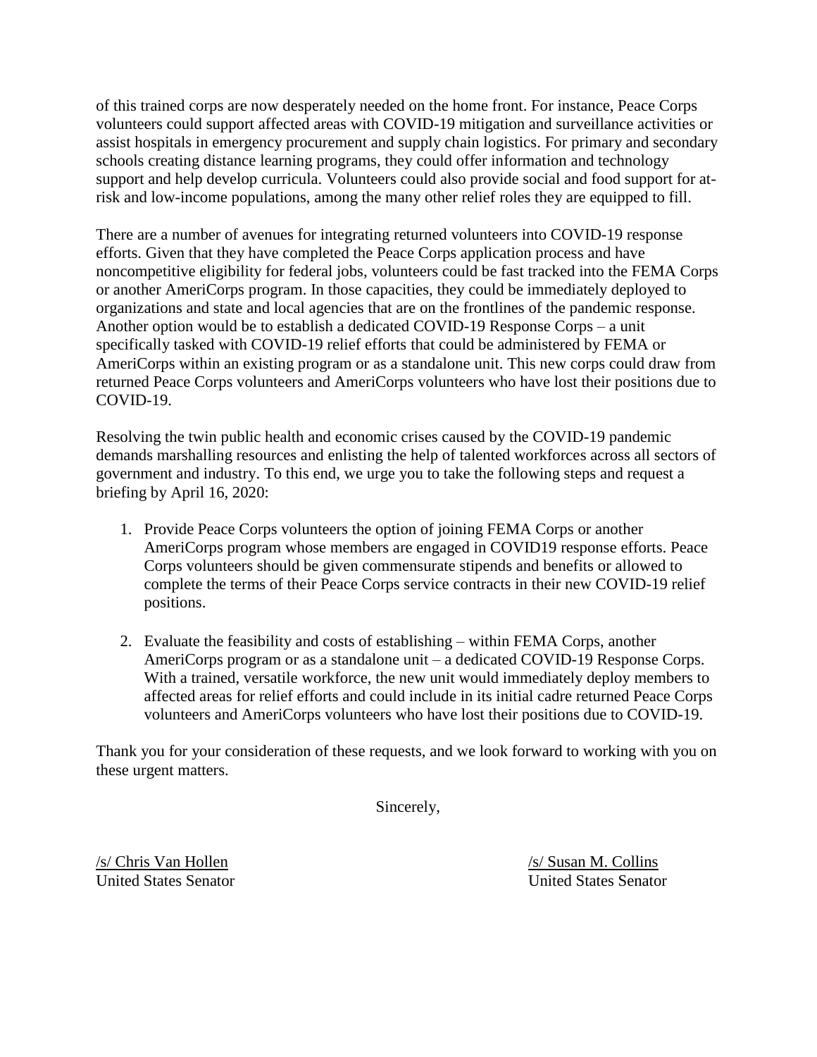of this trained corps are now desperately needed on the home front. For instance, Peace Corps volunteers could support affected areas with COVID-19 mitigation and surveillance activities or assist hospitals in emergency procurement and supply chain logistics. For primary and secondary schools creating distance learning programs, they could offer information and technology support and help develop curricula. Volunteers could also provide social and food support for at-risk and low-income populations, among the many other relief roles they are equipped to fill.

There are a number of avenues for integrating returned volunteers into COVID-19 response efforts. Given that they have completed the Peace Corps application process and have noncompetitive eligibility for federal jobs, volunteers could be fast tracked into the FEMA Corps or another AmeriCorps program. In those capacities, they could be immediately deployed to organizations and state and local agencies that are on the frontlines of the pandemic response. Another option would be to establish a dedicated COVID-19 Response Corps – a unit specifically tasked with COVID-19 relief efforts that could be administered by FEMA or AmeriCorps within an existing program or as a standalone unit. This new corps could draw from returned Peace Corps volunteers and AmeriCorps volunteers who have lost their positions due to COVID-19.

Resolving the twin public health and economic crises caused by the COVID-19 pandemic demands marshalling resources and enlisting the help of talented workforces across all sectors of government and industry. To this end, we urge you to take the following steps and request a briefing by April 16, 2020:

1. Provide Peace Corps volunteers the option of joining FEMA Corps or another AmeriCorps program whose members are engaged in COVID19 response efforts. Peace Corps volunteers should be given commensurate stipends and benefits or allowed to complete the terms of their Peace Corps service contracts in their new COVID-19 relief positions.

2. Evaluate the feasibility and costs of establishing – within FEMA Corps, another AmeriCorps program or as a standalone unit – a dedicated COVID-19 Response Corps. With a trained, versatile workforce, the new unit would immediately deploy members to affected areas for relief efforts and could include in its initial cadre returned Peace Corps volunteers and AmeriCorps volunteers who have lost their positions due to COVID-19.

Thank you for your consideration of these requests, and we look forward to working with you on these urgent matters.

Sincerely,

/s/ Chris Van Hollen
United States Senator

/s/ Susan M. Collins
United States Senator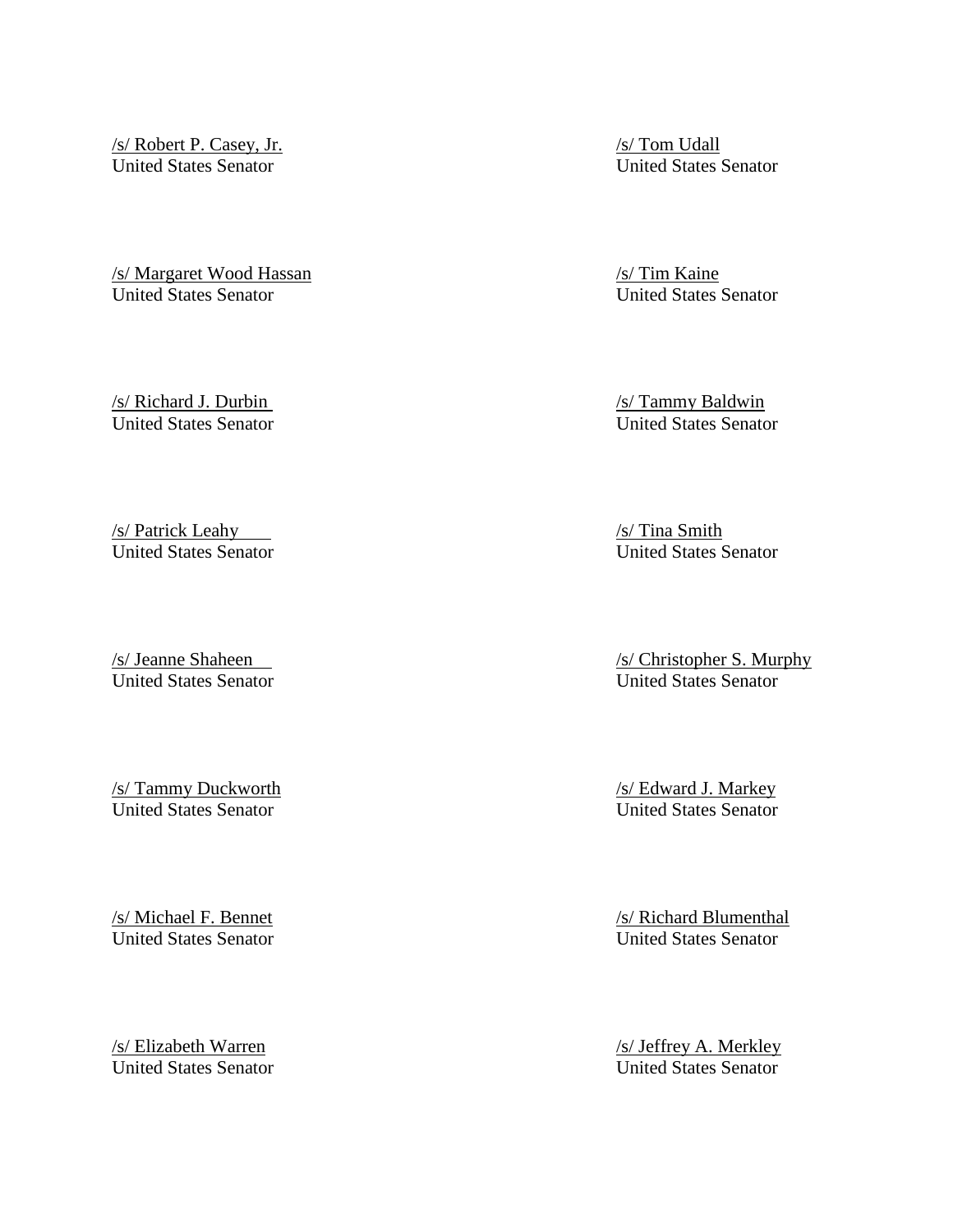/s/ Robert P. Casey, Jr.
United States Senator

/s/ Tom Udall
United States Senator

/s/ Margaret Wood Hassan
United States Senator

/s/ Tim Kaine
United States Senator

/s/ Richard J. Durbin
United States Senator

/s/ Tammy Baldwin
United States Senator

/s/ Patrick Leahy
United States Senator

/s/ Tina Smith
United States Senator

/s/ Jeanne Shaheen
United States Senator

/s/ Christopher S. Murphy
United States Senator

/s/ Tammy Duckworth
United States Senator

/s/ Edward J. Markey
United States Senator

/s/ Michael F. Bennet
United States Senator

/s/ Richard Blumenthal
United States Senator

/s/ Elizabeth Warren
United States Senator

/s/ Jeffrey A. Merkley
United States Senator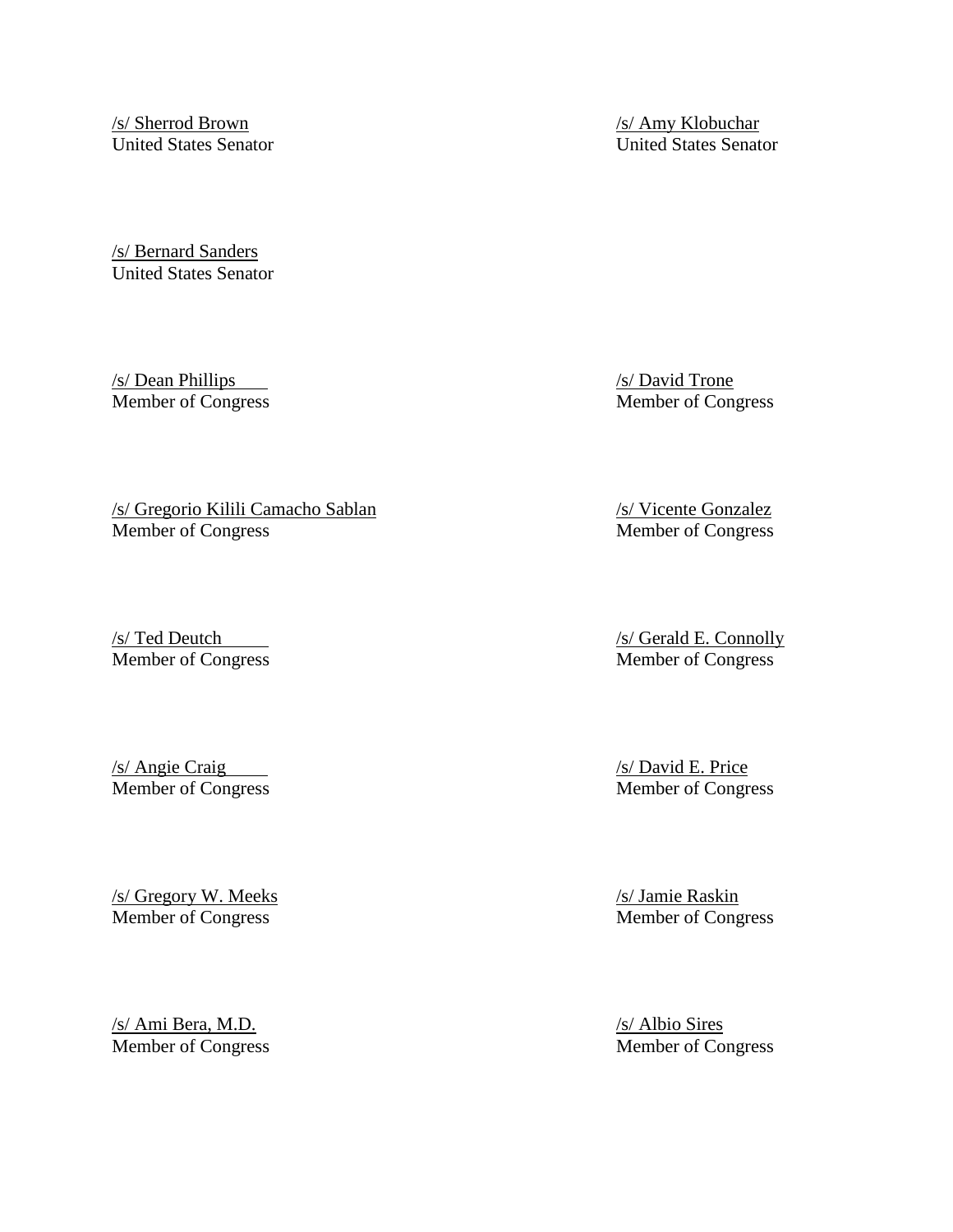/s/ Sherrod Brown
United States Senator

/s/ Amy Klobuchar
United States Senator

/s/ Bernard Sanders
United States Senator

/s/ Dean Phillips
Member of Congress

/s/ David Trone
Member of Congress

/s/ Gregorio Kilili Camacho Sablan
Member of Congress

/s/ Vicente Gonzalez
Member of Congress

/s/ Ted Deutch
Member of Congress

/s/ Gerald E. Connolly
Member of Congress

/s/ Angie Craig
Member of Congress

/s/ David E. Price
Member of Congress

/s/ Gregory W. Meeks
Member of Congress

/s/ Jamie Raskin
Member of Congress

/s/ Ami Bera, M.D.
Member of Congress

/s/ Albio Sires
Member of Congress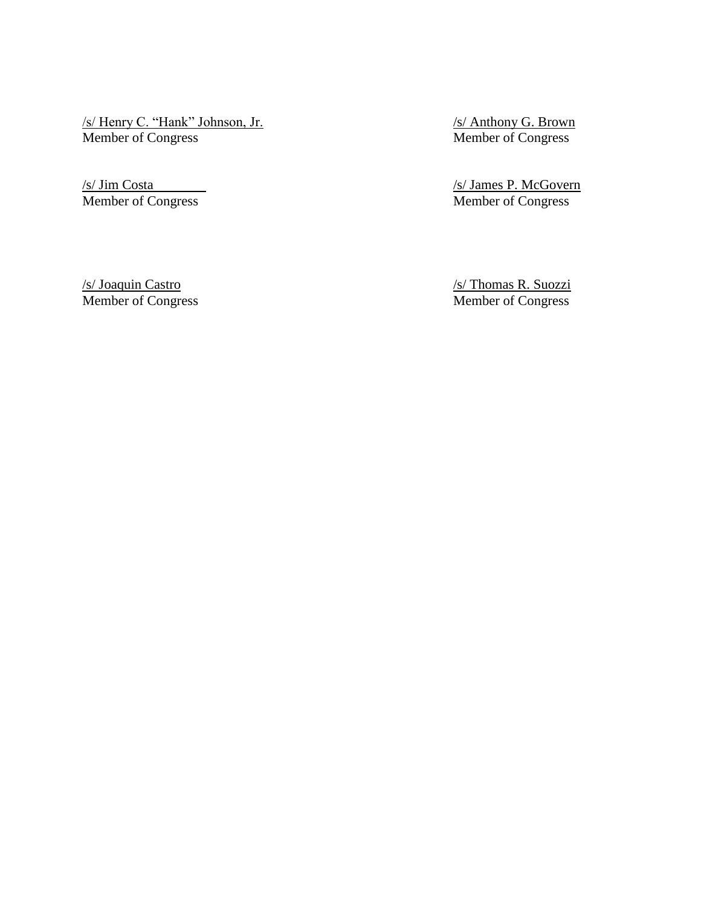/s/ Henry C. "Hank" Johnson, Jr.
Member of Congress

/s/ Anthony G. Brown
Member of Congress

/s/ Jim Costa
Member of Congress

/s/ James P. McGovern
Member of Congress

/s/ Joaquin Castro
Member of Congress

/s/ Thomas R. Suozzi
Member of Congress